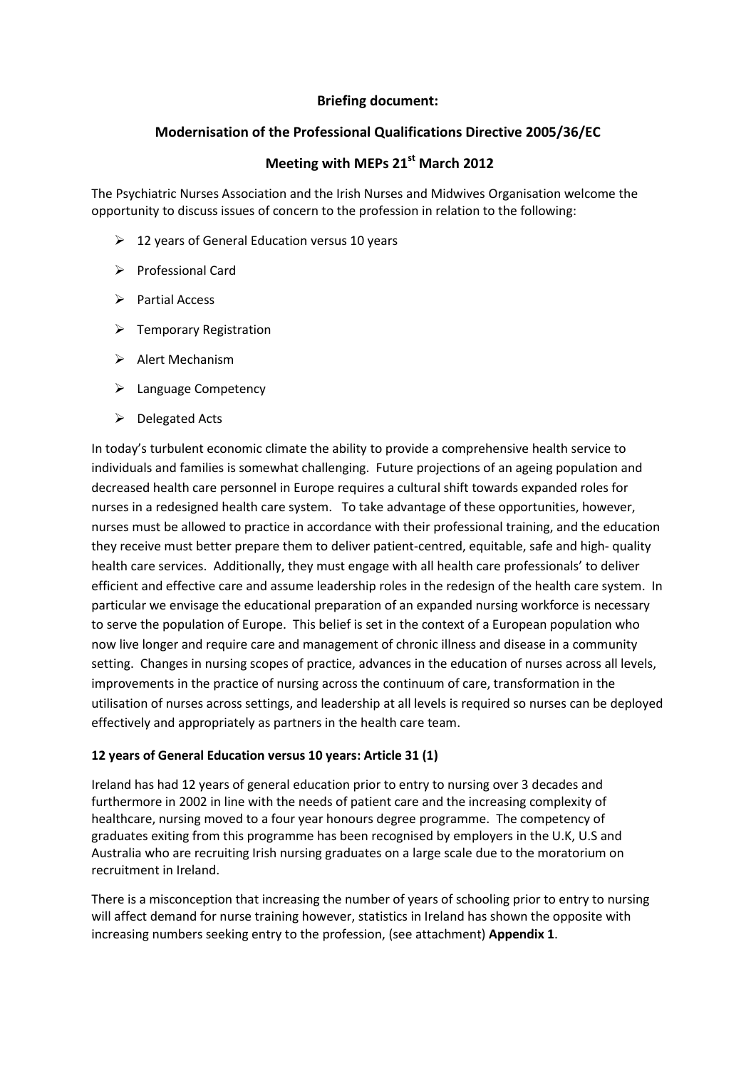**Briefing document:**

**Modernisation of the Professional Qualifications Directive 2005/36/EC**

**Meeting with MEPs 21st March 2012**

The Psychiatric Nurses Association and the Irish Nurses and Midwives Organisation welcome the opportunity to discuss issues of concern to the profession in relation to the following:

- 12 years of General Education versus 10 years
- Professional Card
- Partial Access
- Temporary Registration
- Alert Mechanism
- Language Competency
- Delegated Acts

In today's turbulent economic climate the ability to provide a comprehensive health service to individuals and families is somewhat challenging. Future projections of an ageing population and decreased health care personnel in Europe requires a cultural shift towards expanded roles for nurses in a redesigned health care system. To take advantage of these opportunities, however, nurses must be allowed to practice in accordance with their professional training, and the education they receive must better prepare them to deliver patient-centred, equitable, safe and high- quality health care services. Additionally, they must engage with all health care professionals' to deliver efficient and effective care and assume leadership roles in the redesign of the health care system. In particular we envisage the educational preparation of an expanded nursing workforce is necessary to serve the population of Europe. This belief is set in the context of a European population who now live longer and require care and management of chronic illness and disease in a community setting. Changes in nursing scopes of practice, advances in the education of nurses across all levels, improvements in the practice of nursing across the continuum of care, transformation in the utilisation of nurses across settings, and leadership at all levels is required so nurses can be deployed effectively and appropriately as partners in the health care team.

**12 years of General Education versus 10 years: Article 31 (1)**

Ireland has had 12 years of general education prior to entry to nursing over 3 decades and furthermore in 2002 in line with the needs of patient care and the increasing complexity of healthcare, nursing moved to a four year honours degree programme. The competency of graduates exiting from this programme has been recognised by employers in the U.K, U.S and Australia who are recruiting Irish nursing graduates on a large scale due to the moratorium on recruitment in Ireland.

There is a misconception that increasing the number of years of schooling prior to entry to nursing will affect demand for nurse training however, statistics in Ireland has shown the opposite with increasing numbers seeking entry to the profession, (see attachment) **Appendix 1**.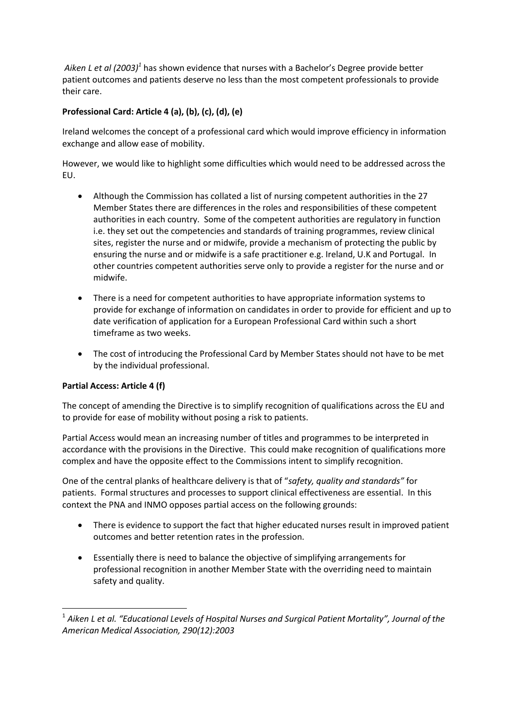*Aiken L et al (2003)*[1] has shown evidence that nurses with a Bachelor's Degree provide better patient outcomes and patients deserve no less than the most competent professionals to provide their care.

**Professional Card: Article 4 (a), (b), (c), (d), (e)**

Ireland welcomes the concept of a professional card which would improve efficiency in information exchange and allow ease of mobility.

However, we would like to highlight some difficulties which would need to be addressed across the EU.

- Although the Commission has collated a list of nursing competent authorities in the 27 Member States there are differences in the roles and responsibilities of these competent authorities in each country. Some of the competent authorities are regulatory in function i.e. they set out the competencies and standards of training programmes, review clinical sites, register the nurse and or midwife, provide a mechanism of protecting the public by ensuring the nurse and or midwife is a safe practitioner e.g. Ireland, U.K and Portugal. In other countries competent authorities serve only to provide a register for the nurse and or midwife.
- There is a need for competent authorities to have appropriate information systems to provide for exchange of information on candidates in order to provide for efficient and up to date verification of application for a European Professional Card within such a short timeframe as two weeks.
- The cost of introducing the Professional Card by Member States should not have to be met by the individual professional.

**Partial Access: Article 4 (f)**

The concept of amending the Directive is to simplify recognition of qualifications across the EU and to provide for ease of mobility without posing a risk to patients.

Partial Access would mean an increasing number of titles and programmes to be interpreted in accordance with the provisions in the Directive. This could make recognition of qualifications more complex and have the opposite effect to the Commissions intent to simplify recognition.

One of the central planks of healthcare delivery is that of "*safety, quality and standards"* for patients. Formal structures and processes to support clinical effectiveness are essential. In this context the PNA and INMO opposes partial access on the following grounds:

- There is evidence to support the fact that higher educated nurses result in improved patient outcomes and better retention rates in the profession.
- Essentially there is need to balance the objective of simplifying arrangements for professional recognition in another Member State with the overriding need to maintain safety and quality.

---

[1] *Aiken L et al. "Educational Levels of Hospital Nurses and Surgical Patient Mortality", Journal of the American Medical Association, 290(12):2003*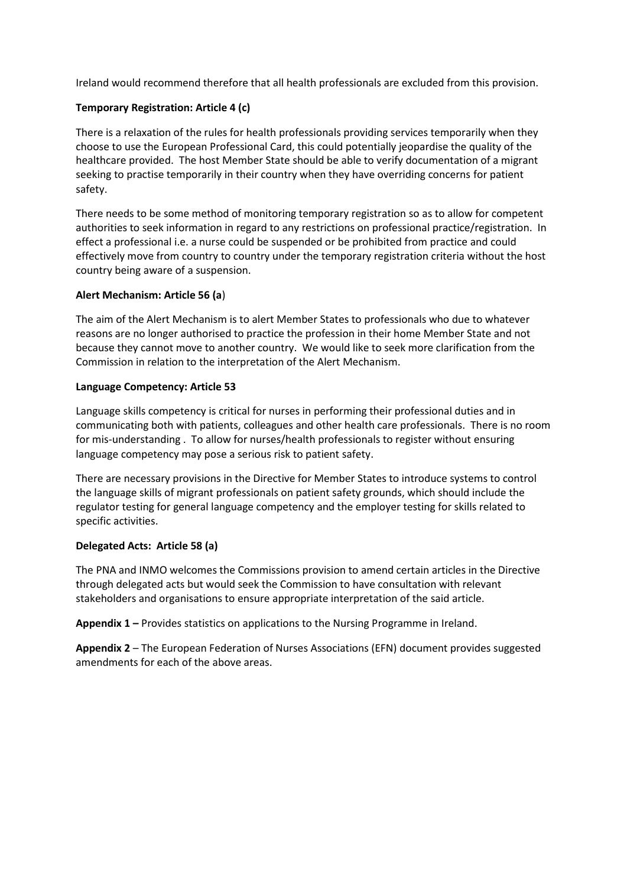Ireland would recommend therefore that all health professionals are excluded from this provision.

**Temporary Registration: Article 4 (c)**

There is a relaxation of the rules for health professionals providing services temporarily when they choose to use the European Professional Card, this could potentially jeopardise the quality of the healthcare provided. The host Member State should be able to verify documentation of a migrant seeking to practise temporarily in their country when they have overriding concerns for patient safety.

There needs to be some method of monitoring temporary registration so as to allow for competent authorities to seek information in regard to any restrictions on professional practice/registration. In effect a professional i.e. a nurse could be suspended or be prohibited from practice and could effectively move from country to country under the temporary registration criteria without the host country being aware of a suspension.

**Alert Mechanism: Article 56 (a)**

The aim of the Alert Mechanism is to alert Member States to professionals who due to whatever reasons are no longer authorised to practice the profession in their home Member State and not because they cannot move to another country. We would like to seek more clarification from the Commission in relation to the interpretation of the Alert Mechanism.

**Language Competency: Article 53**

Language skills competency is critical for nurses in performing their professional duties and in communicating both with patients, colleagues and other health care professionals. There is no room for mis-understanding . To allow for nurses/health professionals to register without ensuring language competency may pose a serious risk to patient safety.

There are necessary provisions in the Directive for Member States to introduce systems to control the language skills of migrant professionals on patient safety grounds, which should include the regulator testing for general language competency and the employer testing for skills related to specific activities.

**Delegated Acts: Article 58 (a)**

The PNA and INMO welcomes the Commissions provision to amend certain articles in the Directive through delegated acts but would seek the Commission to have consultation with relevant stakeholders and organisations to ensure appropriate interpretation of the said article.

**Appendix 1 –** Provides statistics on applications to the Nursing Programme in Ireland.

**Appendix 2** – The European Federation of Nurses Associations (EFN) document provides suggested amendments for each of the above areas.